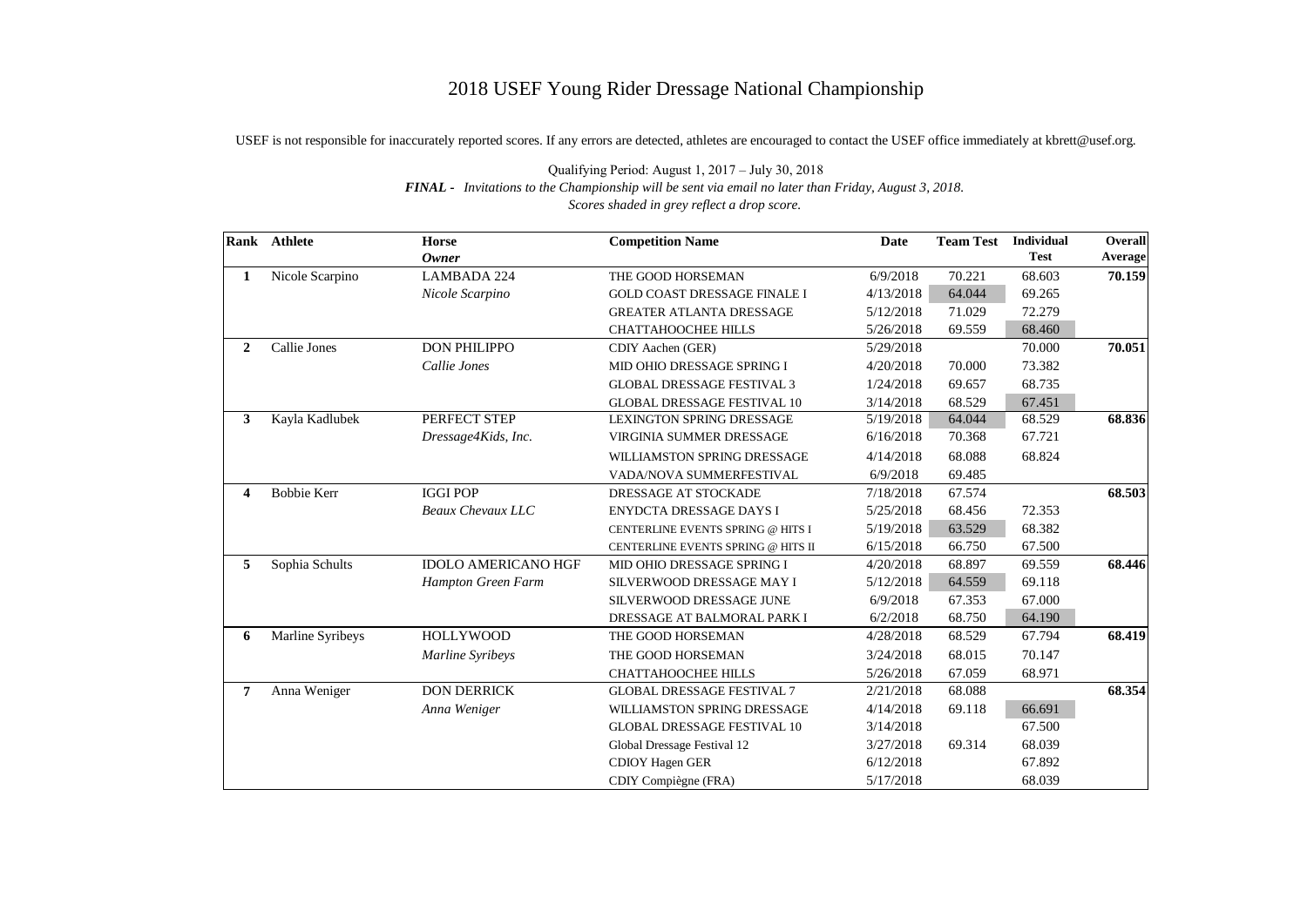# 2018 USEF Young Rider Dressage National Championship

USEF is not responsible for inaccurately reported scores. If any errors are detected, athletes are encouraged to contact the USEF office immediately at kbrett@usef.org.

Qualifying Period: August 1, 2017 – July 30, 2018

***FINAL*** *- Invitations to the Championship will be sent via email no later than Friday, August 3, 2018.*

*Scores shaded in grey reflect a drop score.*

| Rank | Athlete | Horse / *Owner* | Competition Name | Date | Team Test | Individual Test | Overall Average |
|---|---|---|---|---|---|---|---|
| **1** | Nicole Scarpino | LAMBADA 224 | THE GOOD HORSEMAN | 6/9/2018 | 70.221 | 68.603 | **70.159** |
| | | *Nicole Scarpino* | GOLD COAST DRESSAGE FINALE I | 4/13/2018 | 64.044 | 69.265 | |
| | | | GREATER ATLANTA DRESSAGE | 5/12/2018 | 71.029 | 72.279 | |
| | | | CHATTAHOOCHEE HILLS | 5/26/2018 | 69.559 | 68.460 | |
| **2** | Callie Jones | DON PHILIPPO | CDIY Aachen (GER) | 5/29/2018 | | 70.000 | **70.051** |
| | | *Callie Jones* | MID OHIO DRESSAGE SPRING I | 4/20/2018 | 70.000 | 73.382 | |
| | | | GLOBAL DRESSAGE FESTIVAL 3 | 1/24/2018 | 69.657 | 68.735 | |
| | | | GLOBAL DRESSAGE FESTIVAL 10 | 3/14/2018 | 68.529 | 67.451 | |
| **3** | Kayla Kadlubek | PERFECT STEP | LEXINGTON SPRING DRESSAGE | 5/19/2018 | 64.044 | 68.529 | **68.836** |
| | | *Dressage4Kids, Inc.* | VIRGINIA SUMMER DRESSAGE | 6/16/2018 | 70.368 | 67.721 | |
| | | | WILLIAMSTON SPRING DRESSAGE | 4/14/2018 | 68.088 | 68.824 | |
| | | | VADA/NOVA SUMMERFESTIVAL | 6/9/2018 | 69.485 | | |
| **4** | Bobbie Kerr | IGGI POP | DRESSAGE AT STOCKADE | 7/18/2018 | 67.574 | | **68.503** |
| | | *Beaux Chevaux LLC* | ENYDCTA DRESSAGE DAYS I | 5/25/2018 | 68.456 | 72.353 | |
| | | | CENTERLINE EVENTS SPRING @ HITS I | 5/19/2018 | 63.529 | 68.382 | |
| | | | CENTERLINE EVENTS SPRING @ HITS II | 6/15/2018 | 66.750 | 67.500 | |
| **5** | Sophia Schults | IDOLO AMERICANO HGF | MID OHIO DRESSAGE SPRING I | 4/20/2018 | 68.897 | 69.559 | **68.446** |
| | | *Hampton Green Farm* | SILVERWOOD DRESSAGE MAY I | 5/12/2018 | 64.559 | 69.118 | |
| | | | SILVERWOOD DRESSAGE JUNE | 6/9/2018 | 67.353 | 67.000 | |
| | | | DRESSAGE AT BALMORAL PARK I | 6/2/2018 | 68.750 | 64.190 | |
| **6** | Marline Syribeys | HOLLYWOOD | THE GOOD HORSEMAN | 4/28/2018 | 68.529 | 67.794 | **68.419** |
| | | *Marline Syribeys* | THE GOOD HORSEMAN | 3/24/2018 | 68.015 | 70.147 | |
| | | | CHATTAHOOCHEE HILLS | 5/26/2018 | 67.059 | 68.971 | |
| **7** | Anna Weniger | DON DERRICK | GLOBAL DRESSAGE FESTIVAL 7 | 2/21/2018 | 68.088 | | **68.354** |
| | | *Anna Weniger* | WILLIAMSTON SPRING DRESSAGE | 4/14/2018 | 69.118 | 66.691 | |
| | | | GLOBAL DRESSAGE FESTIVAL 10 | 3/14/2018 | | 67.500 | |
| | | | Global Dressage Festival 12 | 3/27/2018 | 69.314 | 68.039 | |
| | | | CDIOY Hagen GER | 6/12/2018 | | 67.892 | |
| | | | CDIY Compiègne (FRA) | 5/17/2018 | | 68.039 | |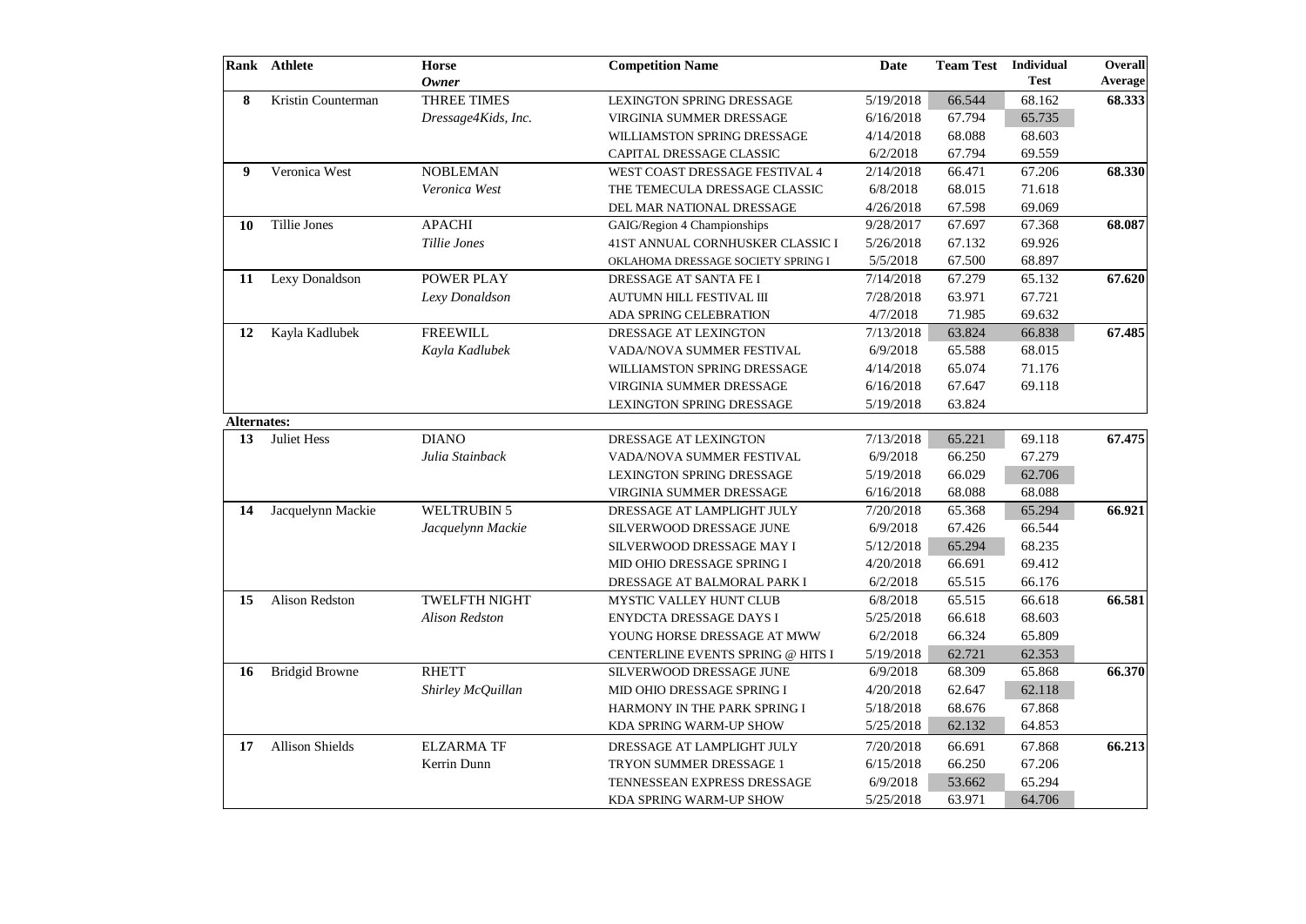| Rank | Athlete | Horse<br>*Owner* | Competition Name | Date | Team Test | Individual Test | Overall Average |
|---|---|---|---|---|---|---|---|
| **8** | Kristin Counterman | THREE TIMES | LEXINGTON SPRING DRESSAGE | 5/19/2018 | 66.544 | 68.162 | **68.333** |
| | | *Dressage4Kids, Inc.* | VIRGINIA SUMMER DRESSAGE | 6/16/2018 | 67.794 | 65.735 | |
| | | | WILLIAMSTON SPRING DRESSAGE | 4/14/2018 | 68.088 | 68.603 | |
| | | | CAPITAL DRESSAGE CLASSIC | 6/2/2018 | 67.794 | 69.559 | |
| **9** | Veronica West | NOBLEMAN | WEST COAST DRESSAGE FESTIVAL 4 | 2/14/2018 | 66.471 | 67.206 | **68.330** |
| | | *Veronica West* | THE TEMECULA DRESSAGE CLASSIC | 6/8/2018 | 68.015 | 71.618 | |
| | | | DEL MAR NATIONAL DRESSAGE | 4/26/2018 | 67.598 | 69.069 | |
| **10** | Tillie Jones | APACHI | GAIG/Region 4 Championships | 9/28/2017 | 67.697 | 67.368 | **68.087** |
| | | *Tillie Jones* | 41ST ANNUAL CORNHUSKER CLASSIC I | 5/26/2018 | 67.132 | 69.926 | |
| | | | OKLAHOMA DRESSAGE SOCIETY SPRING I | 5/5/2018 | 67.500 | 68.897 | |
| **11** | Lexy Donaldson | POWER PLAY | DRESSAGE AT SANTA FE I | 7/14/2018 | 67.279 | 65.132 | **67.620** |
| | | *Lexy Donaldson* | AUTUMN HILL FESTIVAL III | 7/28/2018 | 63.971 | 67.721 | |
| | | | ADA SPRING CELEBRATION | 4/7/2018 | 71.985 | 69.632 | |
| **12** | Kayla Kadlubek | FREEWILL | DRESSAGE AT LEXINGTON | 7/13/2018 | 63.824 | 66.838 | **67.485** |
| | | *Kayla Kadlubek* | VADA/NOVA SUMMER FESTIVAL | 6/9/2018 | 65.588 | 68.015 | |
| | | | WILLIAMSTON SPRING DRESSAGE | 4/14/2018 | 65.074 | 71.176 | |
| | | | VIRGINIA SUMMER DRESSAGE | 6/16/2018 | 67.647 | 69.118 | |
| | | | LEXINGTON SPRING DRESSAGE | 5/19/2018 | 63.824 | | |
| **Alternates:** | | | | | | | |
| **13** | Juliet Hess | DIANO | DRESSAGE AT LEXINGTON | 7/13/2018 | 65.221 | 69.118 | **67.475** |
| | | *Julia Stainback* | VADA/NOVA SUMMER FESTIVAL | 6/9/2018 | 66.250 | 67.279 | |
| | | | LEXINGTON SPRING DRESSAGE | 5/19/2018 | 66.029 | 62.706 | |
| | | | VIRGINIA SUMMER DRESSAGE | 6/16/2018 | 68.088 | 68.088 | |
| **14** | Jacquelynn Mackie | WELTRUBIN 5 | DRESSAGE AT LAMPLIGHT JULY | 7/20/2018 | 65.368 | 65.294 | **66.921** |
| | | *Jacquelynn Mackie* | SILVERWOOD DRESSAGE JUNE | 6/9/2018 | 67.426 | 66.544 | |
| | | | SILVERWOOD DRESSAGE MAY I | 5/12/2018 | 65.294 | 68.235 | |
| | | | MID OHIO DRESSAGE SPRING I | 4/20/2018 | 66.691 | 69.412 | |
| | | | DRESSAGE AT BALMORAL PARK I | 6/2/2018 | 65.515 | 66.176 | |
| **15** | Alison Redston | TWELFTH NIGHT | MYSTIC VALLEY HUNT CLUB | 6/8/2018 | 65.515 | 66.618 | **66.581** |
| | | *Alison Redston* | ENYDCTA DRESSAGE DAYS I | 5/25/2018 | 66.618 | 68.603 | |
| | | | YOUNG HORSE DRESSAGE AT MWW | 6/2/2018 | 66.324 | 65.809 | |
| | | | CENTERLINE EVENTS SPRING @ HITS I | 5/19/2018 | 62.721 | 62.353 | |
| **16** | Bridgid Browne | RHETT | SILVERWOOD DRESSAGE JUNE | 6/9/2018 | 68.309 | 65.868 | **66.370** |
| | | *Shirley McQuillan* | MID OHIO DRESSAGE SPRING I | 4/20/2018 | 62.647 | 62.118 | |
| | | | HARMONY IN THE PARK SPRING I | 5/18/2018 | 68.676 | 67.868 | |
| | | | KDA SPRING WARM-UP SHOW | 5/25/2018 | 62.132 | 64.853 | |
| **17** | Allison Shields | ELZARMA TF | DRESSAGE AT LAMPLIGHT JULY | 7/20/2018 | 66.691 | 67.868 | **66.213** |
| | | Kerrin Dunn | TRYON SUMMER DRESSAGE 1 | 6/15/2018 | 66.250 | 67.206 | |
| | | | TENNESSEAN EXPRESS DRESSAGE | 6/9/2018 | 53.662 | 65.294 | |
| | | | KDA SPRING WARM-UP SHOW | 5/25/2018 | 63.971 | 64.706 | |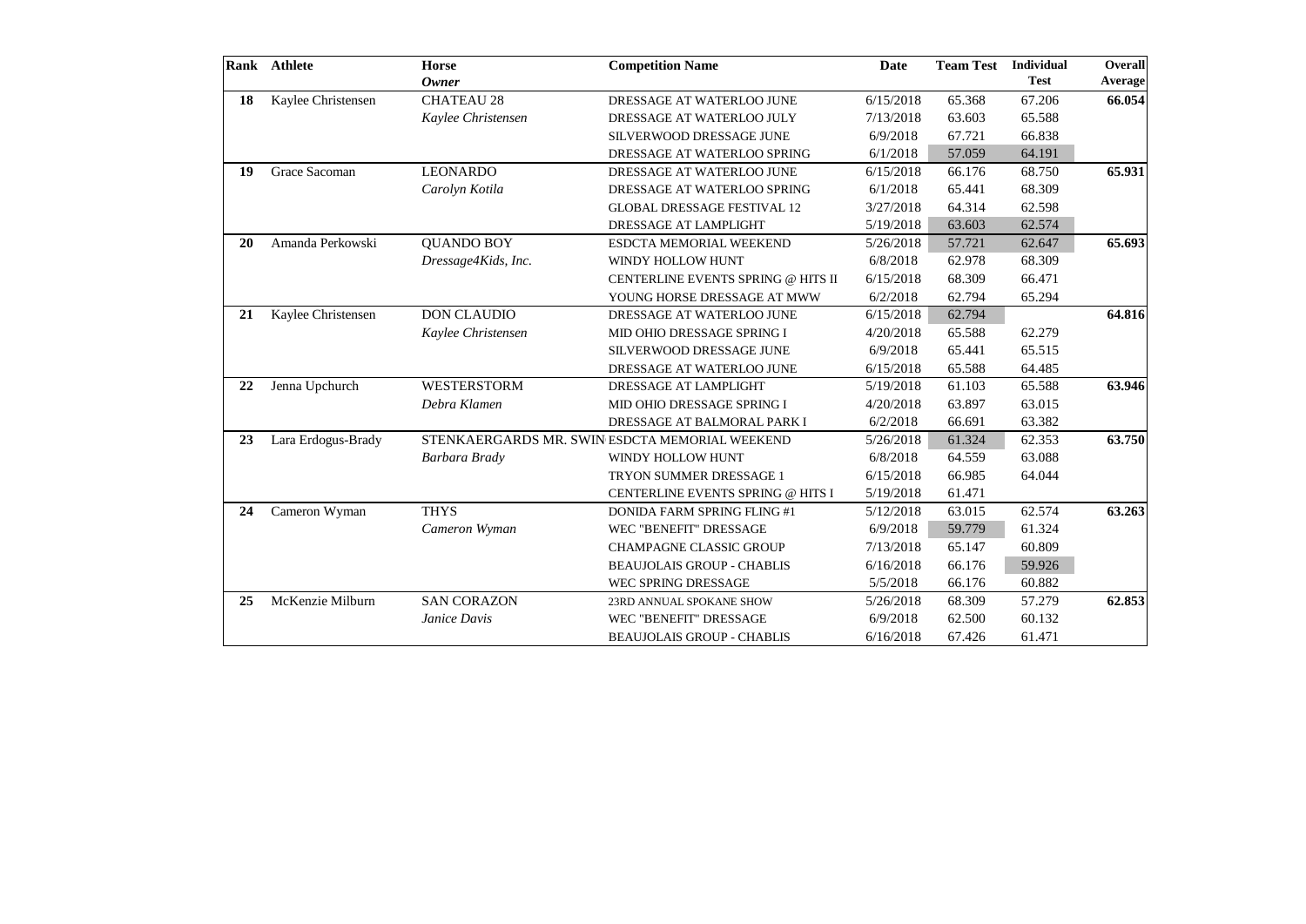| Rank | Athlete | Horse *Owner* | Competition Name | Date | Team Test | Individual Test | Overall Average |
|---|---|---|---|---|---|---|---|
| **18** | Kaylee Christensen | CHATEAU 28 | DRESSAGE AT WATERLOO JUNE | 6/15/2018 | 65.368 | 67.206 | **66.054** |
| | | *Kaylee Christensen* | DRESSAGE AT WATERLOO JULY | 7/13/2018 | 63.603 | 65.588 | |
| | | | SILVERWOOD DRESSAGE JUNE | 6/9/2018 | 67.721 | 66.838 | |
| | | | DRESSAGE AT WATERLOO SPRING | 6/1/2018 | 57.059 | 64.191 | |
| **19** | Grace Sacoman | LEONARDO | DRESSAGE AT WATERLOO JUNE | 6/15/2018 | 66.176 | 68.750 | **65.931** |
| | | *Carolyn Kotila* | DRESSAGE AT WATERLOO SPRING | 6/1/2018 | 65.441 | 68.309 | |
| | | | GLOBAL DRESSAGE FESTIVAL 12 | 3/27/2018 | 64.314 | 62.598 | |
| | | | DRESSAGE AT LAMPLIGHT | 5/19/2018 | 63.603 | 62.574 | |
| **20** | Amanda Perkowski | QUANDO BOY | ESDCTA MEMORIAL WEEKEND | 5/26/2018 | 57.721 | 62.647 | **65.693** |
| | | *Dressage4Kids, Inc.* | WINDY HOLLOW HUNT | 6/8/2018 | 62.978 | 68.309 | |
| | | | CENTERLINE EVENTS SPRING @ HITS II | 6/15/2018 | 68.309 | 66.471 | |
| | | | YOUNG HORSE DRESSAGE AT MWW | 6/2/2018 | 62.794 | 65.294 | |
| **21** | Kaylee Christensen | DON CLAUDIO | DRESSAGE AT WATERLOO JUNE | 6/15/2018 | 62.794 | | **64.816** |
| | | *Kaylee Christensen* | MID OHIO DRESSAGE SPRING I | 4/20/2018 | 65.588 | 62.279 | |
| | | | SILVERWOOD DRESSAGE JUNE | 6/9/2018 | 65.441 | 65.515 | |
| | | | DRESSAGE AT WATERLOO JUNE | 6/15/2018 | 65.588 | 64.485 | |
| **22** | Jenna Upchurch | WESTERSTORM | DRESSAGE AT LAMPLIGHT | 5/19/2018 | 61.103 | 65.588 | **63.946** |
| | | *Debra Klamen* | MID OHIO DRESSAGE SPRING I | 4/20/2018 | 63.897 | 63.015 | |
| | | | DRESSAGE AT BALMORAL PARK I | 6/2/2018 | 66.691 | 63.382 | |
| **23** | Lara Erdogus-Brady | STENKAERGARDS MR. SWIN | ESDCTA MEMORIAL WEEKEND | 5/26/2018 | 61.324 | 62.353 | **63.750** |
| | | *Barbara Brady* | WINDY HOLLOW HUNT | 6/8/2018 | 64.559 | 63.088 | |
| | | | TRYON SUMMER DRESSAGE 1 | 6/15/2018 | 66.985 | 64.044 | |
| | | | CENTERLINE EVENTS SPRING @ HITS I | 5/19/2018 | 61.471 | | |
| **24** | Cameron Wyman | THYS | DONIDA FARM SPRING FLING #1 | 5/12/2018 | 63.015 | 62.574 | **63.263** |
| | | *Cameron Wyman* | WEC "BENEFIT" DRESSAGE | 6/9/2018 | 59.779 | 61.324 | |
| | | | CHAMPAGNE CLASSIC GROUP | 7/13/2018 | 65.147 | 60.809 | |
| | | | BEAUJOLAIS GROUP - CHABLIS | 6/16/2018 | 66.176 | 59.926 | |
| | | | WEC SPRING DRESSAGE | 5/5/2018 | 66.176 | 60.882 | |
| **25** | McKenzie Milburn | SAN CORAZON | 23RD ANNUAL SPOKANE SHOW | 5/26/2018 | 68.309 | 57.279 | **62.853** |
| | | *Janice Davis* | WEC "BENEFIT" DRESSAGE | 6/9/2018 | 62.500 | 60.132 | |
| | | | BEAUJOLAIS GROUP - CHABLIS | 6/16/2018 | 67.426 | 61.471 | |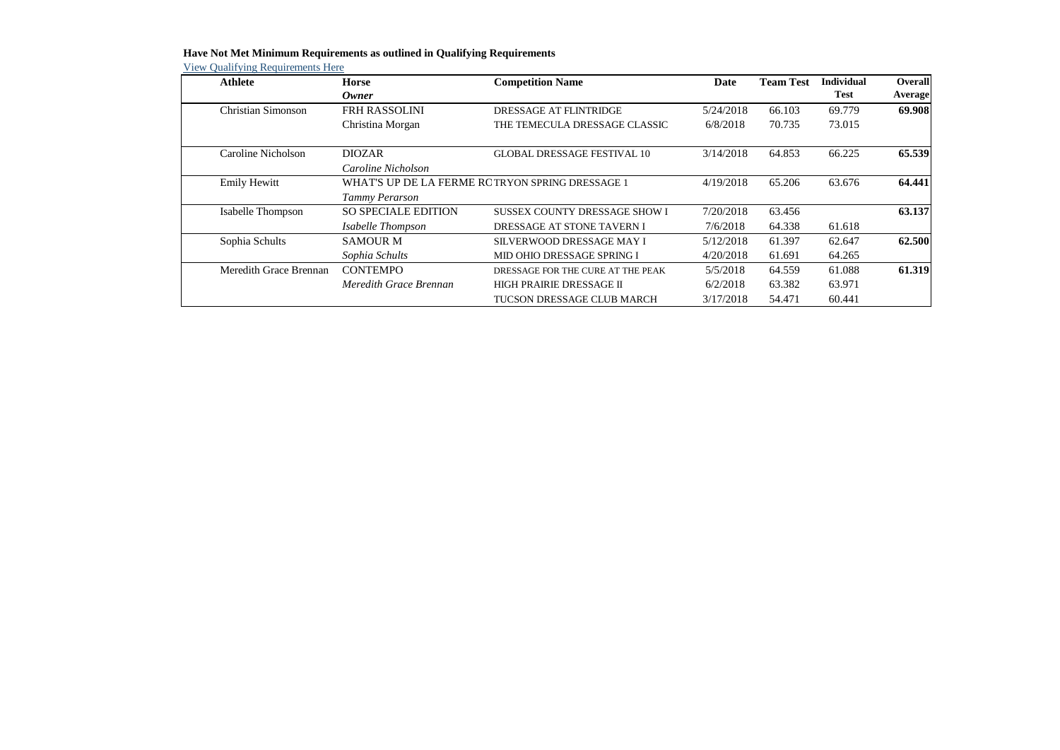**Have Not Met Minimum Requirements as outlined in Qualifying Requirements**

[View Qualifying Requirements Here]

| Athlete | Horse<br>*Owner* | Competition Name | Date | Team Test | Individual Test | Overall Average |
|---|---|---|---|---|---|---|
| Christian Simonson | FRH RASSOLINI | DRESSAGE AT FLINTRIDGE | 5/24/2018 | 66.103 | 69.779 | **69.908** |
| | Christina Morgan | THE TEMECULA DRESSAGE CLASSIC | 6/8/2018 | 70.735 | 73.015 | |
| Caroline Nicholson | DIOZAR | GLOBAL DRESSAGE FESTIVAL 10 | 3/14/2018 | 64.853 | 66.225 | **65.539** |
| | *Caroline Nicholson* | | | | | |
| Emily Hewitt | WHAT'S UP DE LA FERME RC | TRYON SPRING DRESSAGE 1 | 4/19/2018 | 65.206 | 63.676 | **64.441** |
| | *Tammy Perarson* | | | | | |
| Isabelle Thompson | SO SPECIALE EDITION | SUSSEX COUNTY DRESSAGE SHOW I | 7/20/2018 | 63.456 | | **63.137** |
| | *Isabelle Thompson* | DRESSAGE AT STONE TAVERN I | 7/6/2018 | 64.338 | 61.618 | |
| Sophia Schults | SAMOUR M | SILVERWOOD DRESSAGE MAY I | 5/12/2018 | 61.397 | 62.647 | **62.500** |
| | *Sophia Schults* | MID OHIO DRESSAGE SPRING I | 4/20/2018 | 61.691 | 64.265 | |
| Meredith Grace Brennan | CONTEMPO | DRESSAGE FOR THE CURE AT THE PEAK | 5/5/2018 | 64.559 | 61.088 | **61.319** |
| | *Meredith Grace Brennan* | HIGH PRAIRIE DRESSAGE II | 6/2/2018 | 63.382 | 63.971 | |
| | | TUCSON DRESSAGE CLUB MARCH | 3/17/2018 | 54.471 | 60.441 | |